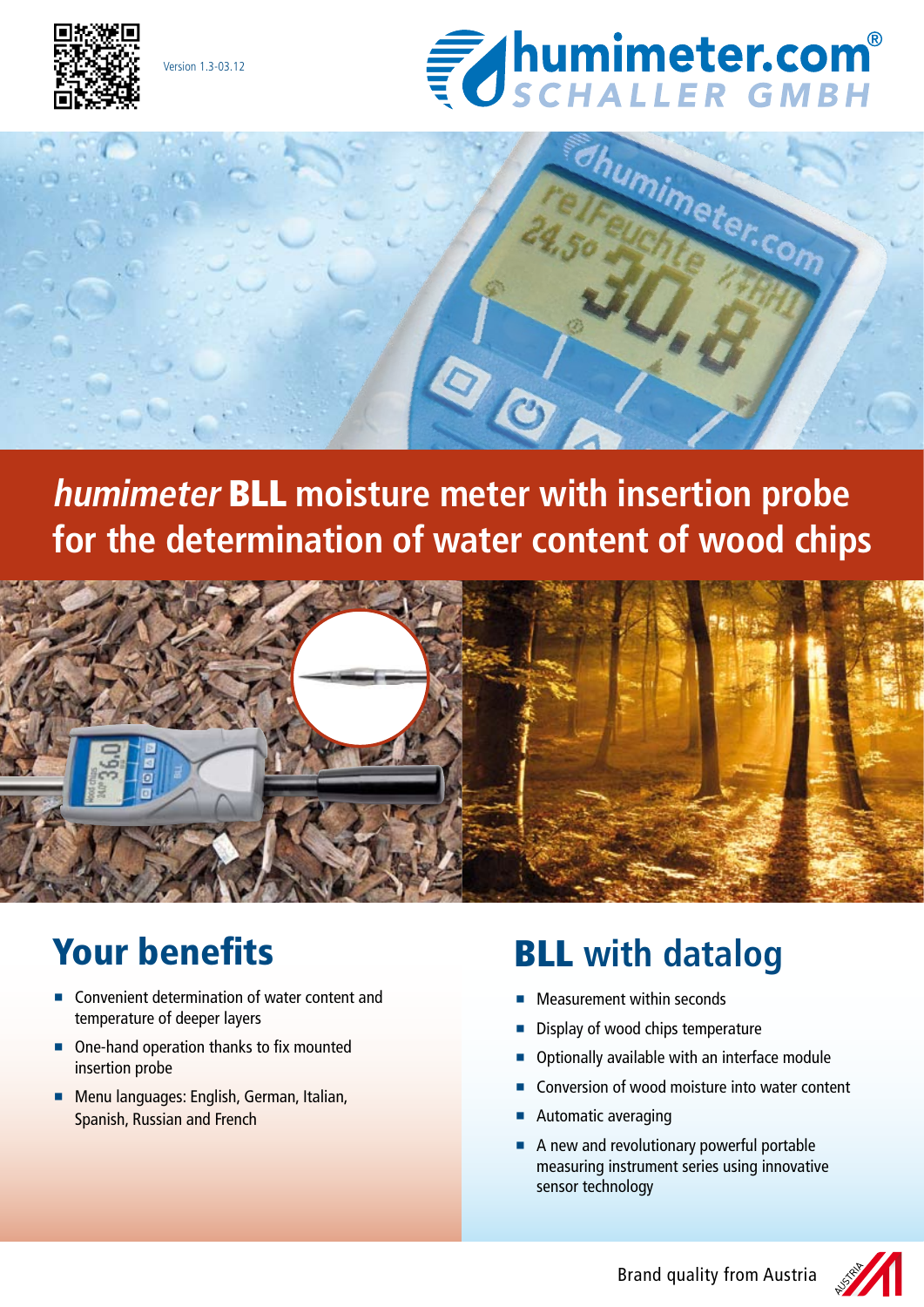Version 1.3-03.12

humimeter.com®
SCHALLER GMBH

# *humimeter* **BLL** moisture meter with insertion probe for the determination of water content of wood chips

## Your benefits

- Convenient determination of water content and temperature of deeper layers
- One-hand operation thanks to fix mounted insertion probe
- Menu languages: English, German, Italian, Spanish, Russian and French

## BLL with datalog

- Measurement within seconds
- Display of wood chips temperature
- Optionally available with an interface module
- Conversion of wood moisture into water content
- Automatic averaging
- A new and revolutionary powerful portable measuring instrument series using innovative sensor technology

Brand quality from Austria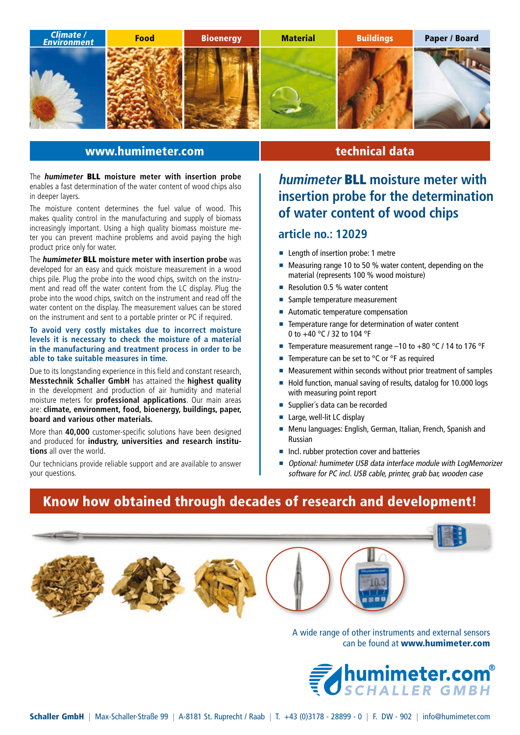Climate / Environment | Food | Bioenergy | Material | Buildings | Paper / Board

## www.humimeter.com

The ***humimeter* BLL moisture meter with insertion probe** enables a fast determination of the water content of wood chips also in deeper layers.

The moisture content determines the fuel value of wood. This makes quality control in the manufacturing and supply of biomass increasingly important. Using a high quality biomass moisture meter you can prevent machine problems and avoid paying the high product price only for water.

The ***humimeter* BLL moisture meter with insertion probe** was developed for an easy and quick moisture measurement in a wood chips pile. Plug the probe into the wood chips, switch on the instrument and read off the water content from the LC display. Plug the probe into the wood chips, switch on the instrument and read off the water content on the display. The measurement values can be stored on the instrument and sent to a portable printer or PC if required.

**To avoid very costly mistakes due to incorrect moisture levels it is necessary to check the moisture of a material in the manufacturing and treatment process in order to be able to take suitable measures in time.**

Due to its longstanding experience in this field and constant research, **Messtechnik Schaller GmbH** has attained the **highest quality** in the development and production of air humidity and material moisture meters for **professional applications**. Our main areas are: **climate, environment, food, bioenergy, buildings, paper, board and various other materials.**

More than **40,000** customer-specific solutions have been designed and produced for **industry, universities and research institutions** all over the world.

Our technicians provide reliable support and are available to answer your questions.

## technical data

# *humimeter* BLL moisture meter with insertion probe for the determination of water content of wood chips

### article no.: 12029

- Length of insertion probe: 1 metre
- Measuring range 10 to 50 % water content, depending on the material (represents 100 % wood moisture)
- Resolution 0.5 % water content
- Sample temperature measurement
- Automatic temperature compensation
- Temperature range for determination of water content 0 to +40 °C / 32 to 104 °F
- Temperature measurement range –10 to +80 °C / 14 to 176 °F
- Temperature can be set to °C or °F as required
- Measurement within seconds without prior treatment of samples
- Hold function, manual saving of results, datalog for 10.000 logs with measuring point report
- Supplier´s data can be recorded
- Large, well-lit LC display
- Menu languages: English, German, Italian, French, Spanish and Russian
- Incl. rubber protection cover and batteries
- *Optional: humimeter USB data interface module with LogMemorizer software for PC incl. USB cable, printer, grab bar, wooden case*

## Know how obtained through decades of research and development!

A wide range of other instruments and external sensors can be found at **www.humimeter.com**

humimeter.com® SCHALLER GMBH

**Schaller GmbH** | Max-Schaller-Straße 99 | A-8181 St. Ruprecht / Raab | T. +43 (0)3178 - 28899 - 0 | F. DW - 902 | info@humimeter.com